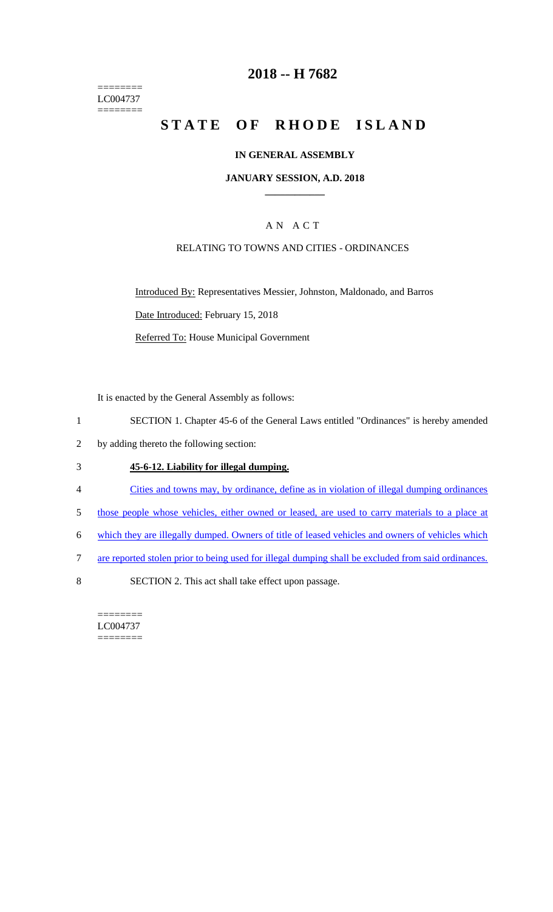========
LC004737
========

# 2018 -- H 7682

# STATE OF RHODE ISLAND

## IN GENERAL ASSEMBLY

## JANUARY SESSION, A.D. 2018

### A N A C T

RELATING TO TOWNS AND CITIES - ORDINANCES

Introduced By: Representatives Messier, Johnston, Maldonado, and Barros

Date Introduced: February 15, 2018

Referred To: House Municipal Government

It is enacted by the General Assembly as follows:

1 SECTION 1. Chapter 45-6 of the General Laws entitled "Ordinances" is hereby amended
2 by adding thereto the following section:

3 **45-6-12. Liability for illegal dumping.**

4 Cities and towns may, by ordinance, define as in violation of illegal dumping ordinances
5 those people whose vehicles, either owned or leased, are used to carry materials to a place at
6 which they are illegally dumped. Owners of title of leased vehicles and owners of vehicles which
7 are reported stolen prior to being used for illegal dumping shall be excluded from said ordinances.

8 SECTION 2. This act shall take effect upon passage.

========
LC004737
========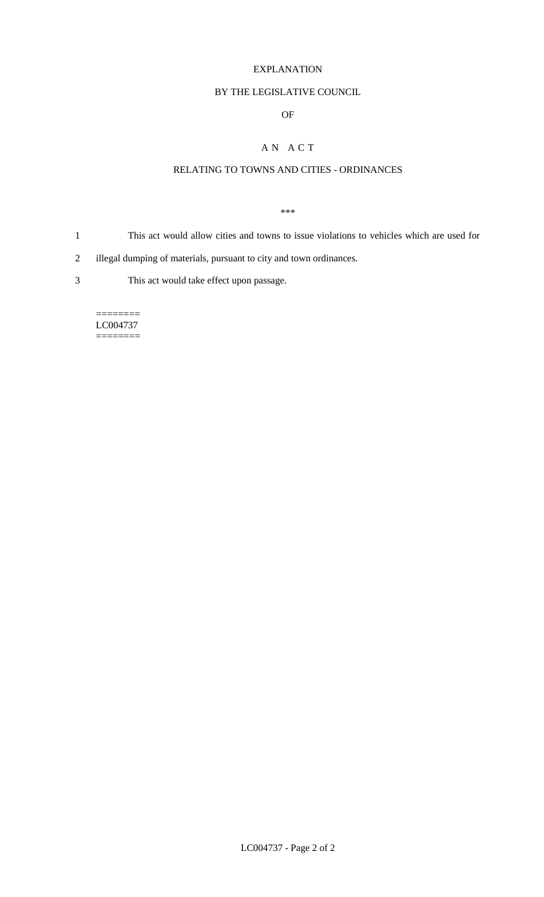EXPLANATION

BY THE LEGISLATIVE COUNCIL

OF

A N A C T

RELATING TO TOWNS AND CITIES - ORDINANCES

\*\*\*

1 This act would allow cities and towns to issue violations to vehicles which are used for
2 illegal dumping of materials, pursuant to city and town ordinances.
3 This act would take effect upon passage.

========
LC004737
========